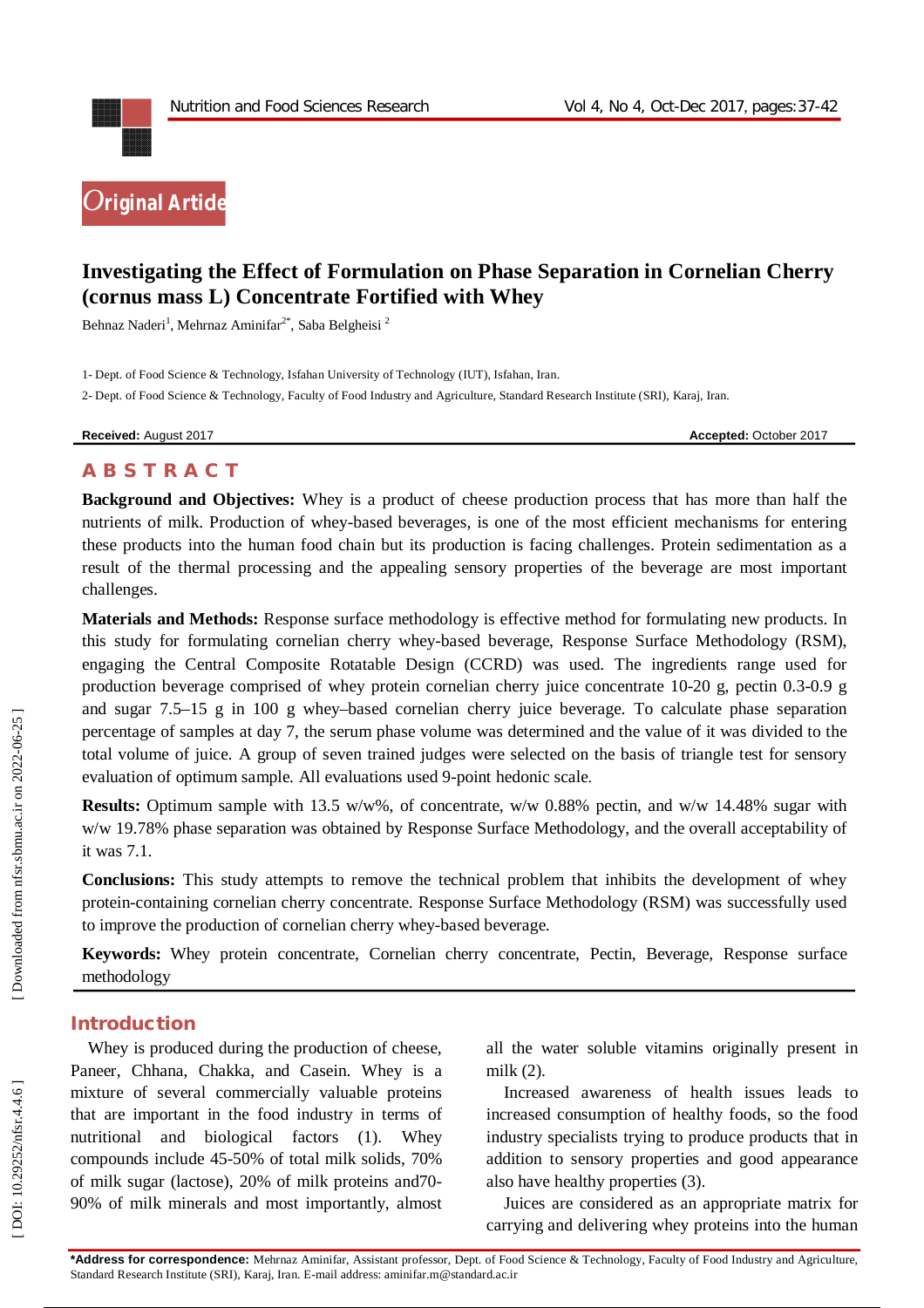Original Article

# Investigating the Effect of Formulation on Phase Separation in Cornelian Cherry (cornus mass L) Concentrate Fortified with Whey

Behnaz Naderi[1], Mehrnaz Aminifar[2*], Saba Belgheisi [2]

1- Dept. of Food Science & Technology, Isfahan University of Technology (IUT), Isfahan, Iran.

2- Dept. of Food Science & Technology, Faculty of Food Industry and Agriculture, Standard Research Institute (SRI), Karaj, Iran.

**Received:** August 2017 **Accepted:** October 2017

## ABSTRACT

**Background and Objectives:** Whey is a product of cheese production process that has more than half the nutrients of milk. Production of whey-based beverages, is one of the most efficient mechanisms for entering these products into the human food chain but its production is facing challenges. Protein sedimentation as a result of the thermal processing and the appealing sensory properties of the beverage are most important challenges.

**Materials and Methods:** Response surface methodology is effective method for formulating new products. In this study for formulating cornelian cherry whey-based beverage, Response Surface Methodology (RSM), engaging the Central Composite Rotatable Design (CCRD) was used. The ingredients range used for production beverage comprised of whey protein cornelian cherry juice concentrate 10-20 g, pectin 0.3-0.9 g and sugar 7.5–15 g in 100 g whey–based cornelian cherry juice beverage. To calculate phase separation percentage of samples at day 7, the serum phase volume was determined and the value of it was divided to the total volume of juice. A group of seven trained judges were selected on the basis of triangle test for sensory evaluation of optimum sample. All evaluations used 9-point hedonic scale.

**Results:** Optimum sample with 13.5 w/w%, of concentrate, w/w 0.88% pectin, and w/w 14.48% sugar with w/w 19.78% phase separation was obtained by Response Surface Methodology, and the overall acceptability of it was 7.1.

**Conclusions:** This study attempts to remove the technical problem that inhibits the development of whey protein-containing cornelian cherry concentrate. Response Surface Methodology (RSM) was successfully used to improve the production of cornelian cherry whey-based beverage.

**Keywords:** Whey protein concentrate, Cornelian cherry concentrate, Pectin, Beverage, Response surface methodology

## Introduction

Whey is produced during the production of cheese, Paneer, Chhana, Chakka, and Casein. Whey is a mixture of several commercially valuable proteins that are important in the food industry in terms of nutritional and biological factors (1). Whey compounds include 45-50% of total milk solids, 70% of milk sugar (lactose), 20% of milk proteins and70-90% of milk minerals and most importantly, almost all the water soluble vitamins originally present in milk (2).

Increased awareness of health issues leads to increased consumption of healthy foods, so the food industry specialists trying to produce products that in addition to sensory properties and good appearance also have healthy properties (3).

Juices are considered as an appropriate matrix for carrying and delivering whey proteins into the human

---

***Address for correspondence:** Mehrnaz Aminifar, Assistant professor, Dept. of Food Science & Technology, Faculty of Food Industry and Agriculture, Standard Research Institute (SRI), Karaj, Iran. E-mail address: aminifar.m@standard.ac.ir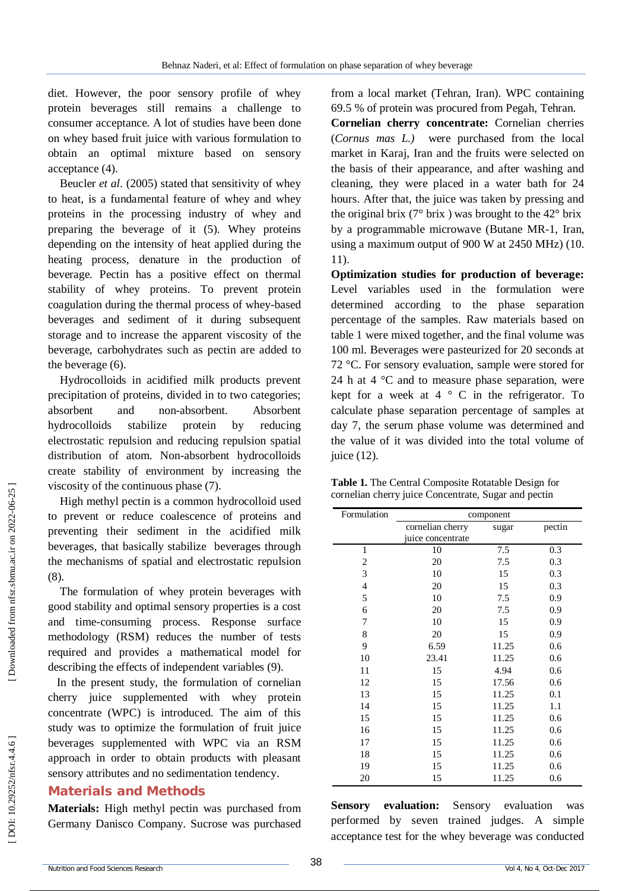diet. However, the poor sensory profile of whey protein beverages still remains a challenge to consumer acceptance. A lot of studies have been done on whey based fruit juice with various formulation to obtain an optimal mixture based on sensory acceptance (4).

Beucler *et al*. (2005) stated that sensitivity of whey to heat, is a fundamental feature of whey and whey proteins in the processing industry of whey and preparing the beverage of it (5). Whey proteins depending on the intensity of heat applied during the heating process, denature in the production of beverage. Pectin has a positive effect on thermal stability of whey proteins. To prevent protein coagulation during the thermal process of whey-based beverages and sediment of it during subsequent storage and to increase the apparent viscosity of the beverage, carbohydrates such as pectin are added to the beverage (6).

Hydrocolloids in acidified milk products prevent precipitation of proteins, divided in to two categories; absorbent and non-absorbent. Absorbent hydrocolloids stabilize protein by reducing electrostatic repulsion and reducing repulsion spatial distribution of atom. Non-absorbent hydrocolloids create stability of environment by increasing the viscosity of the continuous phase (7).

High methyl pectin is a common hydrocolloid used to prevent or reduce coalescence of proteins and preventing their sediment in the acidified milk beverages, that basically stabilize beverages through the mechanisms of spatial and electrostatic repulsion (8).

The formulation of whey protein beverages with good stability and optimal sensory properties is a cost and time-consuming process. Response surface methodology (RSM) reduces the number of tests required and provides a mathematical model for describing the effects of independent variables (9).

In the present study, the formulation of cornelian cherry juice supplemented with whey protein concentrate (WPC) is introduced. The aim of this study was to optimize the formulation of fruit juice beverages supplemented with WPC via an RSM approach in order to obtain products with pleasant sensory attributes and no sedimentation tendency.

## Materials and Methods

**Materials:** High methyl pectin was purchased from Germany Danisco Company. Sucrose was purchased from a local market (Tehran, Iran). WPC containing 69.5 % of protein was procured from Pegah, Tehran.

**Cornelian cherry concentrate:** Cornelian cherries (*Cornus mas L.)* were purchased from the local market in Karaj, Iran and the fruits were selected on the basis of their appearance, and after washing and cleaning, they were placed in a water bath for 24 hours. After that, the juice was taken by pressing and the original brix (7° brix ) was brought to the 42° brix by a programmable microwave (Butane MR-1, Iran, using a maximum output of 900 W at 2450 MHz) (10. 11).

**Optimization studies for production of beverage:** Level variables used in the formulation were determined according to the phase separation percentage of the samples. Raw materials based on table 1 were mixed together, and the final volume was 100 ml. Beverages were pasteurized for 20 seconds at 72 °C. For sensory evaluation, sample were stored for 24 h at 4 °C and to measure phase separation, were kept for a week at 4 ° C in the refrigerator. To calculate phase separation percentage of samples at day 7, the serum phase volume was determined and the value of it was divided into the total volume of juice (12).

**Table 1.** The Central Composite Rotatable Design for cornelian cherry juice Concentrate, Sugar and pectin

| Formulation | component | | |
|---|---|---|---|
| | cornelian cherry juice concentrate | sugar | pectin |
| 1 | 10 | 7.5 | 0.3 |
| 2 | 20 | 7.5 | 0.3 |
| 3 | 10 | 15 | 0.3 |
| 4 | 20 | 15 | 0.3 |
| 5 | 10 | 7.5 | 0.9 |
| 6 | 20 | 7.5 | 0.9 |
| 7 | 10 | 15 | 0.9 |
| 8 | 20 | 15 | 0.9 |
| 9 | 6.59 | 11.25 | 0.6 |
| 10 | 23.41 | 11.25 | 0.6 |
| 11 | 15 | 4.94 | 0.6 |
| 12 | 15 | 17.56 | 0.6 |
| 13 | 15 | 11.25 | 0.1 |
| 14 | 15 | 11.25 | 1.1 |
| 15 | 15 | 11.25 | 0.6 |
| 16 | 15 | 11.25 | 0.6 |
| 17 | 15 | 11.25 | 0.6 |
| 18 | 15 | 11.25 | 0.6 |
| 19 | 15 | 11.25 | 0.6 |
| 20 | 15 | 11.25 | 0.6 |

**Sensory evaluation:** Sensory evaluation was performed by seven trained judges. A simple acceptance test for the whey beverage was conducted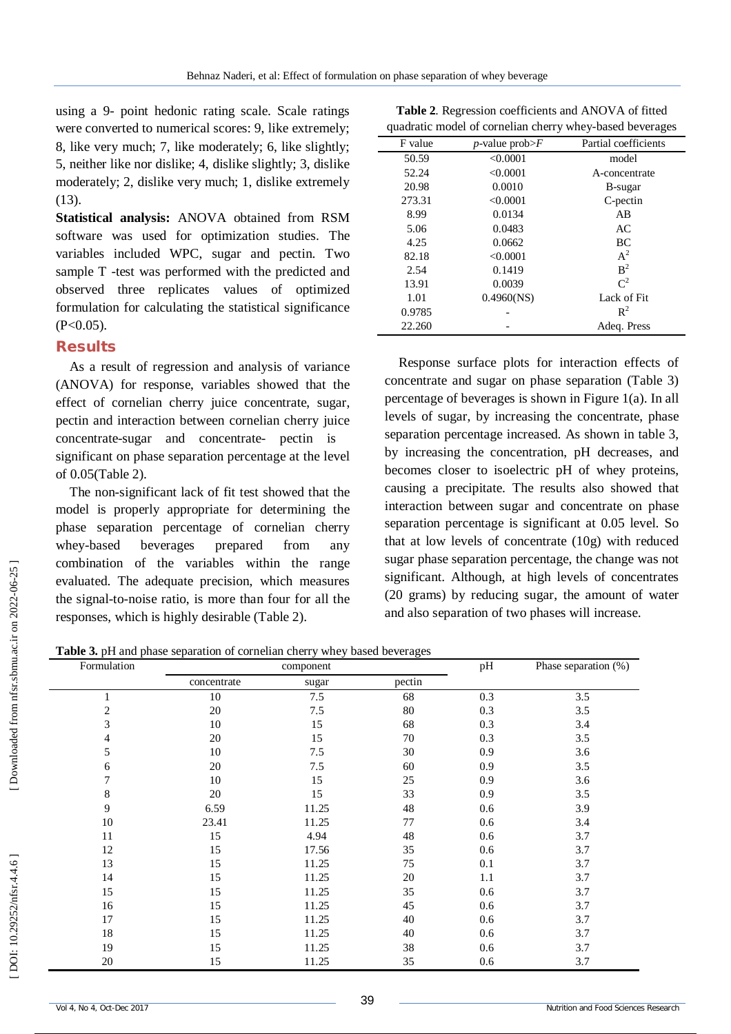using a 9- point hedonic rating scale. Scale ratings were converted to numerical scores: 9, like extremely; 8, like very much; 7, like moderately; 6, like slightly; 5, neither like nor dislike; 4, dislike slightly; 3, dislike moderately; 2, dislike very much; 1, dislike extremely (13).

**Statistical analysis:** ANOVA obtained from RSM software was used for optimization studies. The variables included WPC, sugar and pectin. Two sample T -test was performed with the predicted and observed three replicates values of optimized formulation for calculating the statistical significance (P<0.05).

## Results

As a result of regression and analysis of variance (ANOVA) for response, variables showed that the effect of cornelian cherry juice concentrate, sugar, pectin and interaction between cornelian cherry juice concentrate-sugar and concentrate- pectin is significant on phase separation percentage at the level of 0.05(Table 2).

The non-significant lack of fit test showed that the model is properly appropriate for determining the phase separation percentage of cornelian cherry whey-based beverages prepared from any combination of the variables within the range evaluated. The adequate precision, which measures the signal-to-noise ratio, is more than four for all the responses, which is highly desirable (Table 2).

**Table 2**. Regression coefficients and ANOVA of fitted quadratic model of cornelian cherry whey-based beverages

| F value | *p*-value prob>*F* | Partial coefficients |
|---|---|---|
| 50.59 | <0.0001 | model |
| 52.24 | <0.0001 | A-concentrate |
| 20.98 | 0.0010 | B-sugar |
| 273.31 | <0.0001 | C-pectin |
| 8.99 | 0.0134 | AB |
| 5.06 | 0.0483 | AC |
| 4.25 | 0.0662 | BC |
| 82.18 | <0.0001 | $A^2$ |
| 2.54 | 0.1419 | $B^2$ |
| 13.91 | 0.0039 | $C^2$ |
| 1.01 | 0.4960(NS) | Lack of Fit |
| 0.9785 | - | $R^2$ |
| 22.260 | - | Adeq. Press |

Response surface plots for interaction effects of concentrate and sugar on phase separation (Table 3) percentage of beverages is shown in Figure 1(a). In all levels of sugar, by increasing the concentrate, phase separation percentage increased. As shown in table 3, by increasing the concentration, pH decreases, and becomes closer to isoelectric pH of whey proteins, causing a precipitate. The results also showed that interaction between sugar and concentrate on phase separation percentage is significant at 0.05 level. So that at low levels of concentrate (10g) with reduced sugar phase separation percentage, the change was not significant. Although, at high levels of concentrates (20 grams) by reducing sugar, the amount of water and also separation of two phases will increase.

**Table 3.** pH and phase separation of cornelian cherry whey based beverages

| Formulation | component | | | pH | Phase separation (%) |
|---|---|---|---|---|---|
| | concentrate | sugar | pectin | | |
| 1 | 10 | 7.5 | 68 | 0.3 | 3.5 |
| 2 | 20 | 7.5 | 80 | 0.3 | 3.5 |
| 3 | 10 | 15 | 68 | 0.3 | 3.4 |
| 4 | 20 | 15 | 70 | 0.3 | 3.5 |
| 5 | 10 | 7.5 | 30 | 0.9 | 3.6 |
| 6 | 20 | 7.5 | 60 | 0.9 | 3.5 |
| 7 | 10 | 15 | 25 | 0.9 | 3.6 |
| 8 | 20 | 15 | 33 | 0.9 | 3.5 |
| 9 | 6.59 | 11.25 | 48 | 0.6 | 3.9 |
| 10 | 23.41 | 11.25 | 77 | 0.6 | 3.4 |
| 11 | 15 | 4.94 | 48 | 0.6 | 3.7 |
| 12 | 15 | 17.56 | 35 | 0.6 | 3.7 |
| 13 | 15 | 11.25 | 75 | 0.1 | 3.7 |
| 14 | 15 | 11.25 | 20 | 1.1 | 3.7 |
| 15 | 15 | 11.25 | 35 | 0.6 | 3.7 |
| 16 | 15 | 11.25 | 45 | 0.6 | 3.7 |
| 17 | 15 | 11.25 | 40 | 0.6 | 3.7 |
| 18 | 15 | 11.25 | 40 | 0.6 | 3.7 |
| 19 | 15 | 11.25 | 38 | 0.6 | 3.7 |
| 20 | 15 | 11.25 | 35 | 0.6 | 3.7 |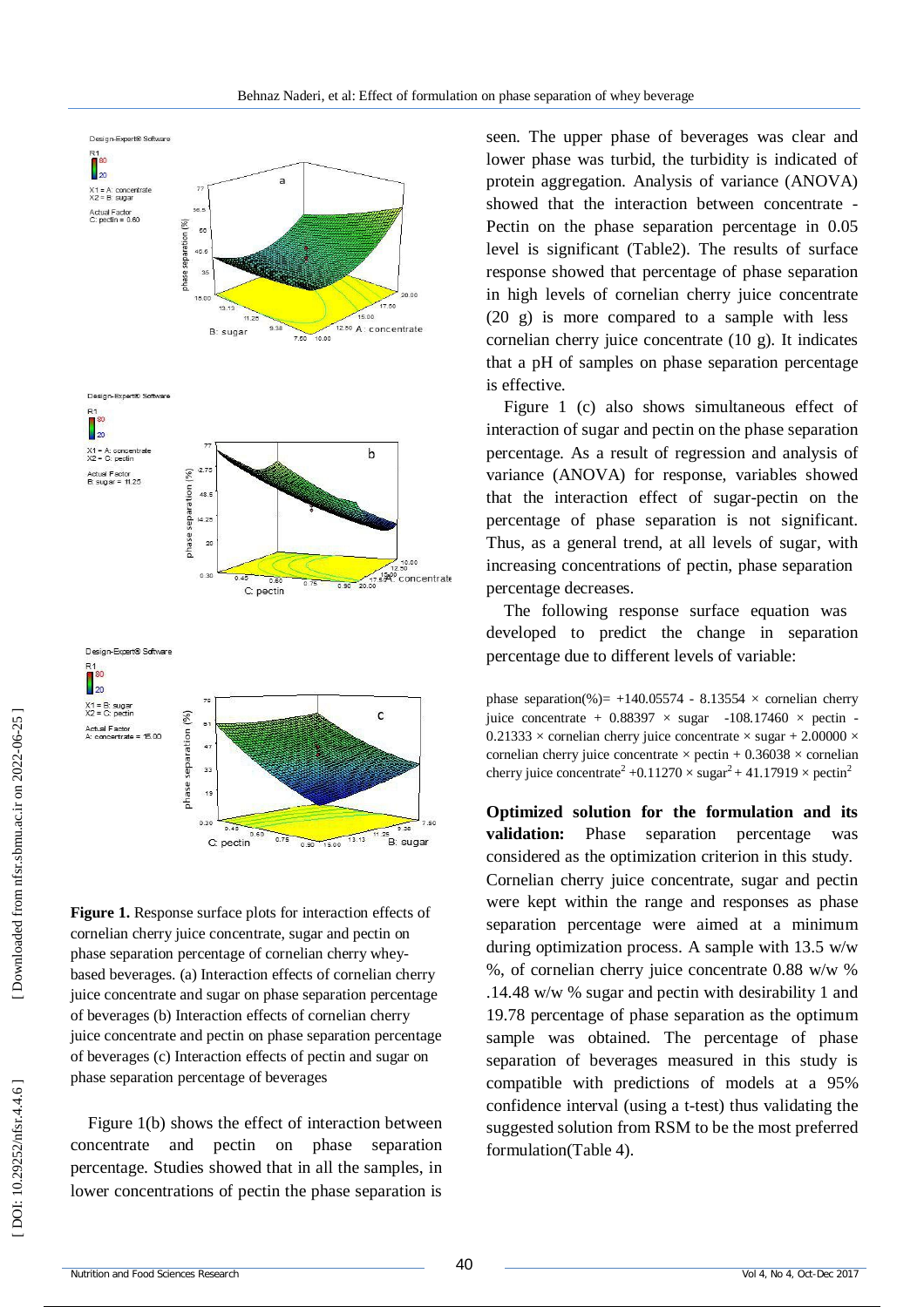**Figure 1.** Response surface plots for interaction effects of cornelian cherry juice concentrate, sugar and pectin on phase separation percentage of cornelian cherry whey-based beverages. (a) Interaction effects of cornelian cherry juice concentrate and sugar on phase separation percentage of beverages (b) Interaction effects of cornelian cherry juice concentrate and pectin on phase separation percentage of beverages (c) Interaction effects of pectin and sugar on phase separation percentage of beverages

Figure 1(b) shows the effect of interaction between concentrate and pectin on phase separation percentage. Studies showed that in all the samples, in lower concentrations of pectin the phase separation is seen. The upper phase of beverages was clear and lower phase was turbid, the turbidity is indicated of protein aggregation. Analysis of variance (ANOVA) showed that the interaction between concentrate - Pectin on the phase separation percentage in 0.05 level is significant (Table2). The results of surface response showed that percentage of phase separation in high levels of cornelian cherry juice concentrate (20 g) is more compared to a sample with less cornelian cherry juice concentrate (10 g). It indicates that a pH of samples on phase separation percentage is effective.

Figure 1 (c) also shows simultaneous effect of interaction of sugar and pectin on the phase separation percentage. As a result of regression and analysis of variance (ANOVA) for response, variables showed that the interaction effect of sugar-pectin on the percentage of phase separation is not significant. Thus, as a general trend, at all levels of sugar, with increasing concentrations of pectin, phase separation percentage decreases.

The following response surface equation was developed to predict the change in separation percentage due to different levels of variable:

$$\text{phase separation}(\%) = +140.05574 - 8.13554 \times \text{cornelian cherry juice concentrate} + 0.88397 \times \text{sugar} - 108.17460 \times \text{pectin} - 0.21333 \times \text{cornelian cherry juice concentrate} \times \text{sugar} + 2.00000 \times \text{cornelian cherry juice concentrate} \times \text{pectin} + 0.36038 \times \text{cornelian cherry juice concentrate}^2 + 0.11270 \times \text{sugar}^2 + 41.17919 \times \text{pectin}^2$$

**Optimized solution for the formulation and its validation:** Phase separation percentage was considered as the optimization criterion in this study. Cornelian cherry juice concentrate, sugar and pectin were kept within the range and responses as phase separation percentage were aimed at a minimum during optimization process. A sample with 13.5 w/w %, of cornelian cherry juice concentrate 0.88 w/w % .14.48 w/w % sugar and pectin with desirability 1 and 19.78 percentage of phase separation as the optimum sample was obtained. The percentage of phase separation of beverages measured in this study is compatible with predictions of models at a 95% confidence interval (using a t-test) thus validating the suggested solution from RSM to be the most preferred formulation(Table 4).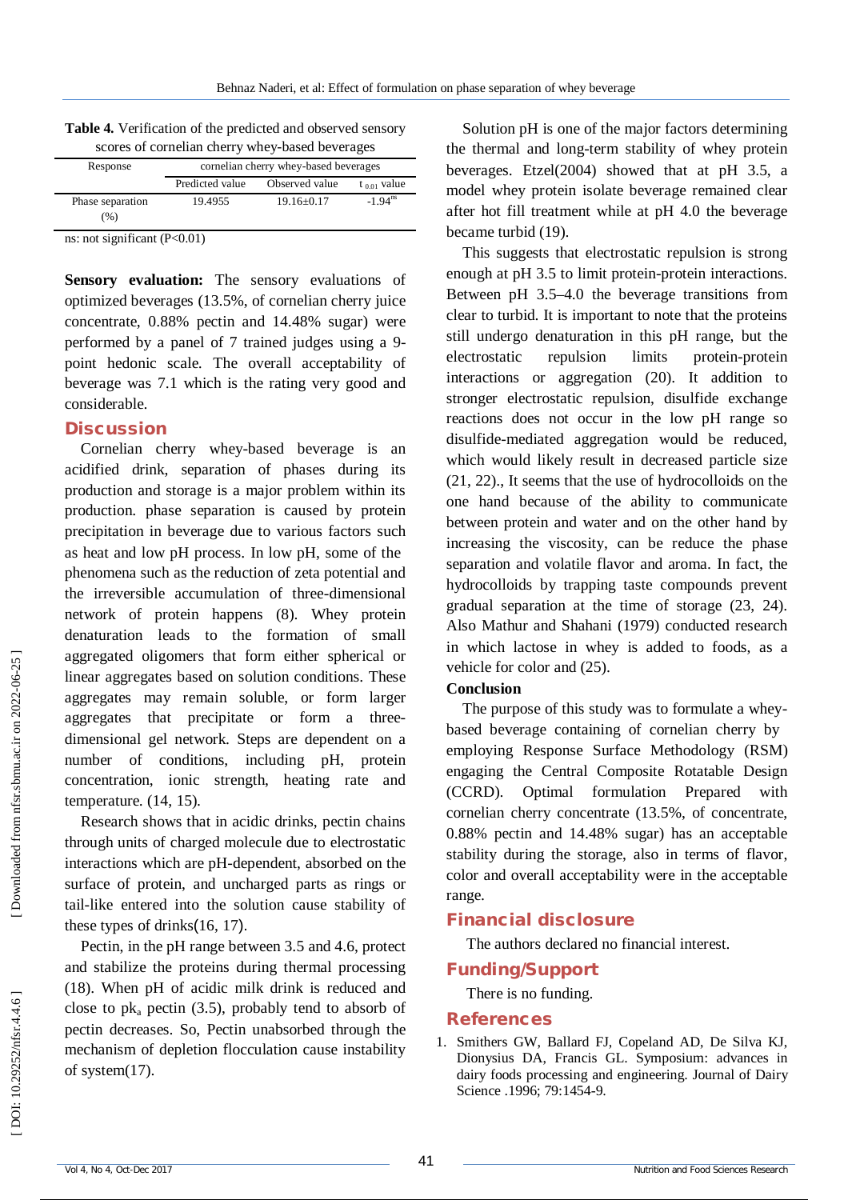**Table 4.** Verification of the predicted and observed sensory scores of cornelian cherry whey-based beverages

| Response | cornelian cherry whey-based beverages | | |
|---|---|---|---|
| | Predicted value | Observed value | $t_{0.01}$ value |
| Phase separation (%) | 19.4955 | 19.16±0.17 | $-1.94^{ns}$ |

ns: not significant (P<0.01)

**Sensory evaluation:** The sensory evaluations of optimized beverages (13.5%, of cornelian cherry juice concentrate, 0.88% pectin and 14.48% sugar) were performed by a panel of 7 trained judges using a 9-point hedonic scale. The overall acceptability of beverage was 7.1 which is the rating very good and considerable.

## Discussion

Cornelian cherry whey-based beverage is an acidified drink, separation of phases during its production and storage is a major problem within its production. phase separation is caused by protein precipitation in beverage due to various factors such as heat and low pH process. In low pH, some of the phenomena such as the reduction of zeta potential and the irreversible accumulation of three-dimensional network of protein happens (8). Whey protein denaturation leads to the formation of small aggregated oligomers that form either spherical or linear aggregates based on solution conditions. These aggregates may remain soluble, or form larger aggregates that precipitate or form a three-dimensional gel network. Steps are dependent on a number of conditions, including pH, protein concentration, ionic strength, heating rate and temperature. (14, 15).

Research shows that in acidic drinks, pectin chains through units of charged molecule due to electrostatic interactions which are pH-dependent, absorbed on the surface of protein, and uncharged parts as rings or tail-like entered into the solution cause stability of these types of drinks(16, 17).

Pectin, in the pH range between 3.5 and 4.6, protect and stabilize the proteins during thermal processing (18). When pH of acidic milk drink is reduced and close to $pk_a$ pectin (3.5), probably tend to absorb of pectin decreases. So, Pectin unabsorbed through the mechanism of depletion flocculation cause instability of system(17).

Solution pH is one of the major factors determining the thermal and long-term stability of whey protein beverages. Etzel(2004) showed that at pH 3.5, a model whey protein isolate beverage remained clear after hot fill treatment while at pH 4.0 the beverage became turbid (19).

This suggests that electrostatic repulsion is strong enough at pH 3.5 to limit protein-protein interactions. Between pH 3.5–4.0 the beverage transitions from clear to turbid. It is important to note that the proteins still undergo denaturation in this pH range, but the electrostatic repulsion limits protein-protein interactions or aggregation (20). It addition to stronger electrostatic repulsion, disulfide exchange reactions does not occur in the low pH range so disulfide-mediated aggregation would be reduced, which would likely result in decreased particle size (21, 22)., It seems that the use of hydrocolloids on the one hand because of the ability to communicate between protein and water and on the other hand by increasing the viscosity, can be reduce the phase separation and volatile flavor and aroma. In fact, the hydrocolloids by trapping taste compounds prevent gradual separation at the time of storage (23, 24). Also Mathur and Shahani (1979) conducted research in which lactose in whey is added to foods, as a vehicle for color and (25).

### Conclusion

The purpose of this study was to formulate a whey-based beverage containing of cornelian cherry by employing Response Surface Methodology (RSM) engaging the Central Composite Rotatable Design (CCRD). Optimal formulation Prepared with cornelian cherry concentrate (13.5%, of concentrate, 0.88% pectin and 14.48% sugar) has an acceptable stability during the storage, also in terms of flavor, color and overall acceptability were in the acceptable range.

## Financial disclosure

The authors declared no financial interest.

## Funding/Support

There is no funding.

## References

1. Smithers GW, Ballard FJ, Copeland AD, De Silva KJ, Dionysius DA, Francis GL. Symposium: advances in dairy foods processing and engineering. Journal of Dairy Science .1996; 79:1454-9.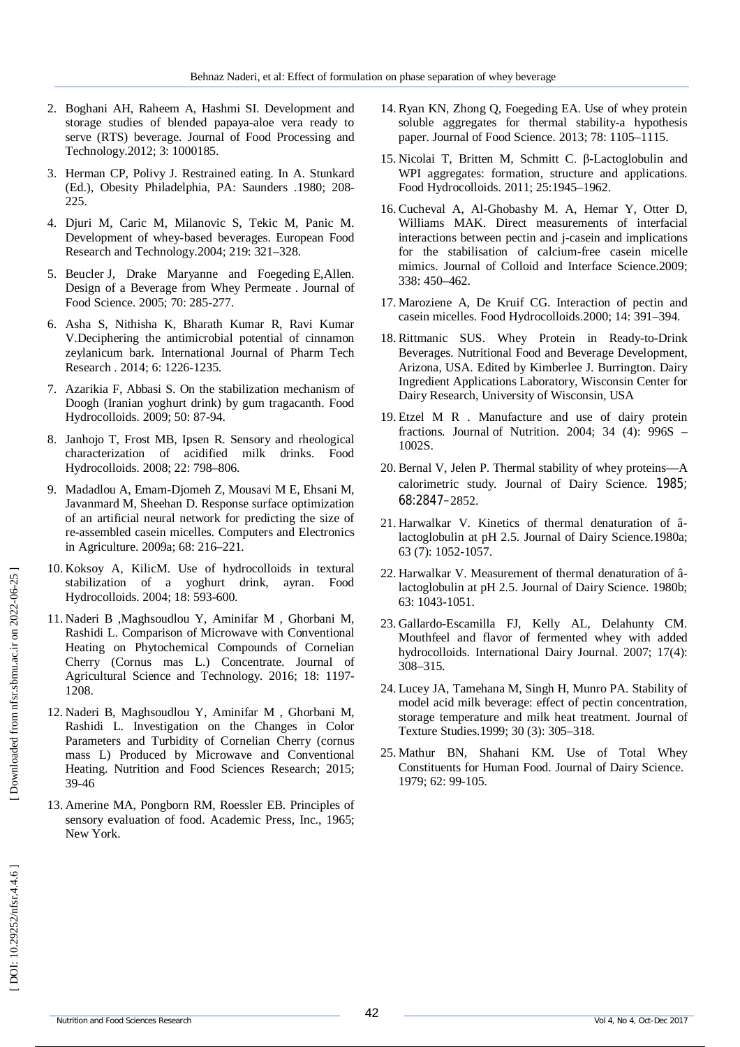2. Boghani AH, Raheem A, Hashmi SI. Development and storage studies of blended papaya-aloe vera ready to serve (RTS) beverage. Journal of Food Processing and Technology.2012; 3: 1000185.

3. Herman CP, Polivy J. Restrained eating. In A. Stunkard (Ed.), Obesity Philadelphia, PA: Saunders .1980; 208-225.

4. Djuri M, Caric M, Milanovic S, Tekic M, Panic M. Development of whey-based beverages. European Food Research and Technology.2004; 219: 321–328.

5. Beucler J, Drake Maryanne and Foegeding E,Allen. Design of a Beverage from Whey Permeate . Journal of Food Science. 2005; 70: 285-277.

6. Asha S, Nithisha K, Bharath Kumar R, Ravi Kumar V.Deciphering the antimicrobial potential of cinnamon zeylanicum bark. International Journal of Pharm Tech Research . 2014; 6: 1226-1235.

7. Azarikia F, Abbasi S. On the stabilization mechanism of Doogh (Iranian yoghurt drink) by gum tragacanth. Food Hydrocolloids. 2009; 50: 87-94.

8. Janhojo T, Frost MB, Ipsen R. Sensory and rheological characterization of acidified milk drinks. Food Hydrocolloids. 2008; 22: 798–806.

9. Madadlou A, Emam-Djomeh Z, Mousavi M E, Ehsani M, Javanmard M, Sheehan D. Response surface optimization of an artificial neural network for predicting the size of re-assembled casein micelles. Computers and Electronics in Agriculture. 2009a; 68: 216–221.

10. Koksoy A, KilicM. Use of hydrocolloids in textural stabilization of a yoghurt drink, ayran. Food Hydrocolloids. 2004; 18: 593-600.

11. Naderi B ,Maghsoudlou Y, Aminifar M , Ghorbani M, Rashidi L. Comparison of Microwave with Conventional Heating on Phytochemical Compounds of Cornelian Cherry (Cornus mas L.) Concentrate. Journal of Agricultural Science and Technology. 2016; 18: 1197-1208.

12. Naderi B, Maghsoudlou Y, Aminifar M , Ghorbani M, Rashidi L. Investigation on the Changes in Color Parameters and Turbidity of Cornelian Cherry (cornus mass L) Produced by Microwave and Conventional Heating. Nutrition and Food Sciences Research; 2015; 39-46

13. Amerine MA, Pongborn RM, Roessler EB. Principles of sensory evaluation of food. Academic Press, Inc., 1965; New York.

14. Ryan KN, Zhong Q, Foegeding EA. Use of whey protein soluble aggregates for thermal stability-a hypothesis paper. Journal of Food Science. 2013; 78: 1105–1115.

15. Nicolai T, Britten M, Schmitt C. β-Lactoglobulin and WPI aggregates: formation, structure and applications. Food Hydrocolloids. 2011; 25:1945–1962.

16. Cucheval A, Al-Ghobashy M. A, Hemar Y, Otter D, Williams MAK. Direct measurements of interfacial interactions between pectin and j-casein and implications for the stabilisation of calcium-free casein micelle mimics. Journal of Colloid and Interface Science.2009; 338: 450–462.

17. Maroziene A, De Kruif CG. Interaction of pectin and casein micelles. Food Hydrocolloids.2000; 14: 391–394.

18. Rittmanic SUS. Whey Protein in Ready-to-Drink Beverages. Nutritional Food and Beverage Development, Arizona, USA. Edited by Kimberlee J. Burrington. Dairy Ingredient Applications Laboratory, Wisconsin Center for Dairy Research, University of Wisconsin, USA

19. Etzel M R . Manufacture and use of dairy protein fractions. Journal of Nutrition. 2004; 34 (4): 996S – 1002S.

20. Bernal V, Jelen P. Thermal stability of whey proteins—A calorimetric study. Journal of Dairy Science. 1985; 68:2847–2852.

21. Harwalkar V. Kinetics of thermal denaturation of â-lactoglobulin at pH 2.5. Journal of Dairy Science.1980a; 63 (7): 1052-1057.

22. Harwalkar V. Measurement of thermal denaturation of â-lactoglobulin at pH 2.5. Journal of Dairy Science. 1980b; 63: 1043-1051.

23. Gallardo-Escamilla FJ, Kelly AL, Delahunty CM. Mouthfeel and flavor of fermented whey with added hydrocolloids. International Dairy Journal. 2007; 17(4): 308–315.

24. Lucey JA, Tamehana M, Singh H, Munro PA. Stability of model acid milk beverage: effect of pectin concentration, storage temperature and milk heat treatment. Journal of Texture Studies.1999; 30 (3): 305–318.

25. Mathur BN, Shahani KM. Use of Total Whey Constituents for Human Food. Journal of Dairy Science. 1979; 62: 99-105.